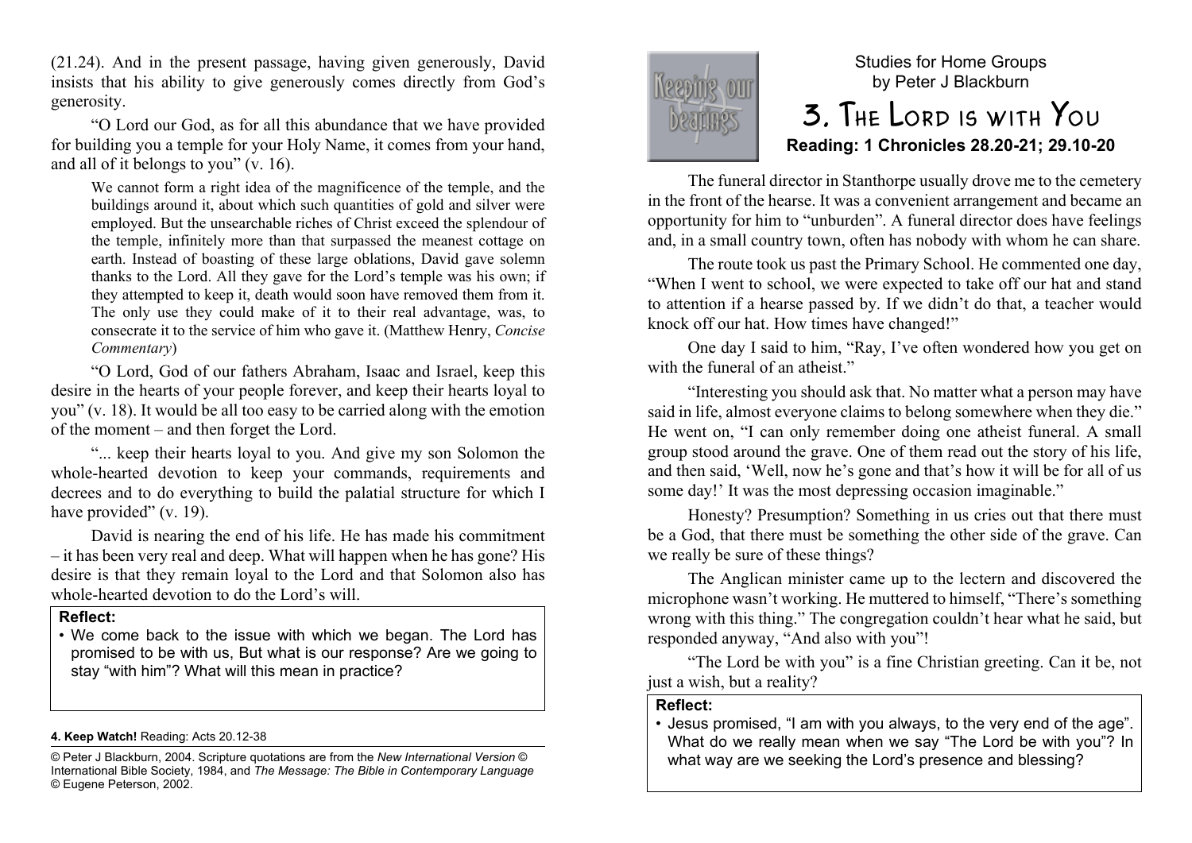(21.24). And in the present passage, having given generously, David insists that his ability to give generously comes directly from God's generosity.

"O Lord our God, as for all this abundance that we have provided for building you a temple for your Holy Name, it comes from your hand, and all of it belongs to you" (v. 16).

> We cannot form a right idea of the magnificence of the temple, and the buildings around it, about which such quantities of gold and silver were employed. But the unsearchable riches of Christ exceed the splendour of the temple, infinitely more than that surpassed the meanest cottage on earth. Instead of boasting of these large oblations, David gave solemn thanks to the Lord. All they gave for the Lord's temple was his own; if they attempted to keep it, death would soon have removed them from it. The only use they could make of it to their real advantage, was, to consecrate it to the service of him who gave it. (Matthew Henry, *Concise Commentary*)

"O Lord, God of our fathers Abraham, Isaac and Israel, keep this desire in the hearts of your people forever, and keep their hearts loyal to you" (v. 18). It would be all too easy to be carried along with the emotion of the moment – and then forget the Lord.

"... keep their hearts loyal to you. And give my son Solomon the whole-hearted devotion to keep your commands, requirements and decrees and to do everything to build the palatial structure for which I have provided" (v. 19).

David is nearing the end of his life. He has made his commitment – it has been very real and deep. What will happen when he has gone? His desire is that they remain loyal to the Lord and that Solomon also has whole-hearted devotion to do the Lord's will.

**Reflect:**

- We come back to the issue with which we began. The Lord has promised to be with us, But what is our response? Are we going to stay "with him"? What will this mean in practice?

**4. Keep Watch!** Reading: Acts 20.12-38

© Peter J Blackburn, 2004. Scripture quotations are from the *New International Version* © International Bible Society, 1984, and *The Message: The Bible in Contemporary Language* © Eugene Peterson, 2002.

Keeping our bearings

Studies for Home Groups
by Peter J Blackburn

# 3. The Lord is with You

**Reading: 1 Chronicles 28.20-21; 29.10-20**

The funeral director in Stanthorpe usually drove me to the cemetery in the front of the hearse. It was a convenient arrangement and became an opportunity for him to "unburden". A funeral director does have feelings and, in a small country town, often has nobody with whom he can share.

The route took us past the Primary School. He commented one day, "When I went to school, we were expected to take off our hat and stand to attention if a hearse passed by. If we didn't do that, a teacher would knock off our hat. How times have changed!"

One day I said to him, "Ray, I've often wondered how you get on with the funeral of an atheist."

"Interesting you should ask that. No matter what a person may have said in life, almost everyone claims to belong somewhere when they die." He went on, "I can only remember doing one atheist funeral. A small group stood around the grave. One of them read out the story of his life, and then said, 'Well, now he's gone and that's how it will be for all of us some day!' It was the most depressing occasion imaginable."

Honesty? Presumption? Something in us cries out that there must be a God, that there must be something the other side of the grave. Can we really be sure of these things?

The Anglican minister came up to the lectern and discovered the microphone wasn't working. He muttered to himself, "There's something wrong with this thing." The congregation couldn't hear what he said, but responded anyway, "And also with you"!

"The Lord be with you" is a fine Christian greeting. Can it be, not just a wish, but a reality?

**Reflect:**

- Jesus promised, "I am with you always, to the very end of the age". What do we really mean when we say "The Lord be with you"? In what way are we seeking the Lord's presence and blessing?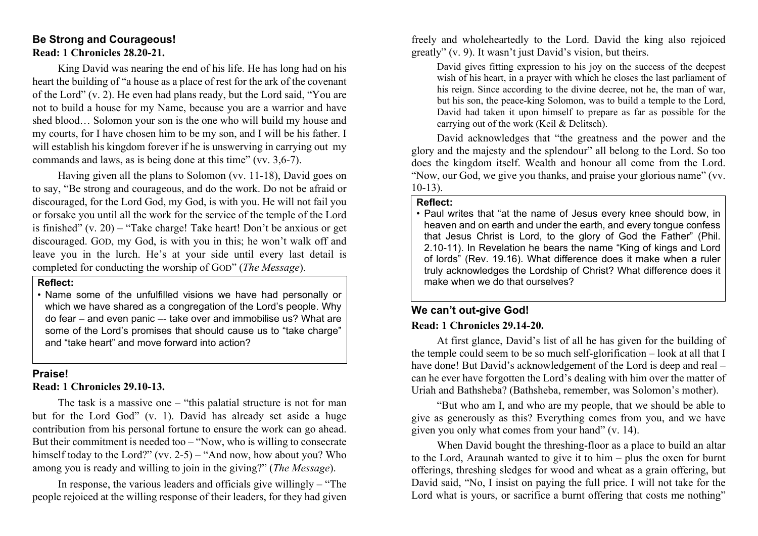### Be Strong and Courageous!

**Read: 1 Chronicles 28.20-21.**

King David was nearing the end of his life. He has long had on his heart the building of "a house as a place of rest for the ark of the covenant of the Lord" (v. 2). He even had plans ready, but the Lord said, "You are not to build a house for my Name, because you are a warrior and have shed blood… Solomon your son is the one who will build my house and my courts, for I have chosen him to be my son, and I will be his father. I will establish his kingdom forever if he is unswerving in carrying out my commands and laws, as is being done at this time" (vv. 3,6-7).

Having given all the plans to Solomon (vv. 11-18), David goes on to say, "Be strong and courageous, and do the work. Do not be afraid or discouraged, for the Lord God, my God, is with you. He will not fail you or forsake you until all the work for the service of the temple of the Lord is finished" (v. 20) – "Take charge! Take heart! Don't be anxious or get discouraged. GOD, my God, is with you in this; he won't walk off and leave you in the lurch. He's at your side until every last detail is completed for conducting the worship of GOD" (*The Message*).

**Reflect:**

- Name some of the unfulfilled visions we have had personally or which we have shared as a congregation of the Lord's people. Why do fear – and even panic –- take over and immobilise us? What are some of the Lord's promises that should cause us to "take charge" and "take heart" and move forward into action?

### Praise!

**Read: 1 Chronicles 29.10-13.**

The task is a massive one – "this palatial structure is not for man but for the Lord God" (v. 1). David has already set aside a huge contribution from his personal fortune to ensure the work can go ahead. But their commitment is needed too – "Now, who is willing to consecrate himself today to the Lord?" (vv. 2-5) – "And now, how about you? Who among you is ready and willing to join in the giving?" (*The Message*).

In response, the various leaders and officials give willingly – "The people rejoiced at the willing response of their leaders, for they had given freely and wholeheartedly to the Lord. David the king also rejoiced greatly" (v. 9). It wasn't just David's vision, but theirs.

> David gives fitting expression to his joy on the success of the deepest wish of his heart, in a prayer with which he closes the last parliament of his reign. Since according to the divine decree, not he, the man of war, but his son, the peace-king Solomon, was to build a temple to the Lord, David had taken it upon himself to prepare as far as possible for the carrying out of the work (Keil & Delitsch).

David acknowledges that "the greatness and the power and the glory and the majesty and the splendour" all belong to the Lord. So too does the kingdom itself. Wealth and honour all come from the Lord. "Now, our God, we give you thanks, and praise your glorious name" (vv. 10-13).

**Reflect:**

- Paul writes that "at the name of Jesus every knee should bow, in heaven and on earth and under the earth, and every tongue confess that Jesus Christ is Lord, to the glory of God the Father" (Phil. 2.10-11). In Revelation he bears the name "King of kings and Lord of lords" (Rev. 19.16). What difference does it make when a ruler truly acknowledges the Lordship of Christ? What difference does it make when we do that ourselves?

### We can't out-give God!

**Read: 1 Chronicles 29.14-20.**

At first glance, David's list of all he has given for the building of the temple could seem to be so much self-glorification – look at all that I have done! But David's acknowledgement of the Lord is deep and real – can he ever have forgotten the Lord's dealing with him over the matter of Uriah and Bathsheba? (Bathsheba, remember, was Solomon's mother).

"But who am I, and who are my people, that we should be able to give as generously as this? Everything comes from you, and we have given you only what comes from your hand" (v. 14).

When David bought the threshing-floor as a place to build an altar to the Lord, Araunah wanted to give it to him – plus the oxen for burnt offerings, threshing sledges for wood and wheat as a grain offering, but David said, "No, I insist on paying the full price. I will not take for the Lord what is yours, or sacrifice a burnt offering that costs me nothing"